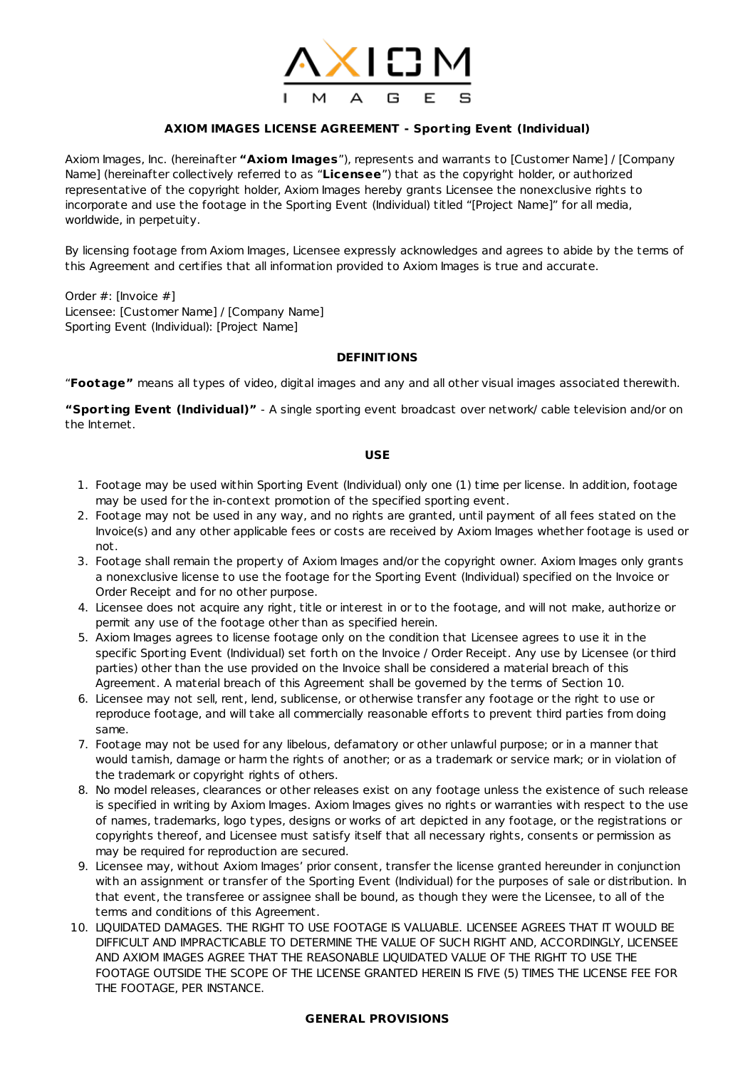AXIOM

IMAGES

## AXIOM IMAGES LICENSE AGREEMENT - Sporting Event (Individual)

Axiom Images, Inc. (hereinafter **"Axiom Images**"), represents and warrants to [Customer Name] / [Company Name] (hereinafter collectively referred to as "**Licensee**") that as the copyright holder, or authorized representative of the copyright holder, Axiom Images hereby grants Licensee the nonexclusive rights to incorporate and use the footage in the Sporting Event (Individual) titled "[Project Name]" for all media, worldwide, in perpetuity.

By licensing footage from Axiom Images, Licensee expressly acknowledges and agrees to abide by the terms of this Agreement and certifies that all information provided to Axiom Images is true and accurate.

Order #: [Invoice #]
Licensee: [Customer Name] / [Company Name]
Sporting Event (Individual): [Project Name]

### DEFINITIONS

"**Footage"** means all types of video, digital images and any and all other visual images associated therewith.

**"Sporting Event (Individual)"** - A single sporting event broadcast over network/ cable television and/or on the Internet.

### USE

1. Footage may be used within Sporting Event (Individual) only one (1) time per license. In addition, footage may be used for the in-context promotion of the specified sporting event.
2. Footage may not be used in any way, and no rights are granted, until payment of all fees stated on the Invoice(s) and any other applicable fees or costs are received by Axiom Images whether footage is used or not.
3. Footage shall remain the property of Axiom Images and/or the copyright owner. Axiom Images only grants a nonexclusive license to use the footage for the Sporting Event (Individual) specified on the Invoice or Order Receipt and for no other purpose.
4. Licensee does not acquire any right, title or interest in or to the footage, and will not make, authorize or permit any use of the footage other than as specified herein.
5. Axiom Images agrees to license footage only on the condition that Licensee agrees to use it in the specific Sporting Event (Individual) set forth on the Invoice / Order Receipt. Any use by Licensee (or third parties) other than the use provided on the Invoice shall be considered a material breach of this Agreement. A material breach of this Agreement shall be governed by the terms of Section 10.
6. Licensee may not sell, rent, lend, sublicense, or otherwise transfer any footage or the right to use or reproduce footage, and will take all commercially reasonable efforts to prevent third parties from doing same.
7. Footage may not be used for any libelous, defamatory or other unlawful purpose; or in a manner that would tarnish, damage or harm the rights of another; or as a trademark or service mark; or in violation of the trademark or copyright rights of others.
8. No model releases, clearances or other releases exist on any footage unless the existence of such release is specified in writing by Axiom Images. Axiom Images gives no rights or warranties with respect to the use of names, trademarks, logo types, designs or works of art depicted in any footage, or the registrations or copyrights thereof, and Licensee must satisfy itself that all necessary rights, consents or permission as may be required for reproduction are secured.
9. Licensee may, without Axiom Images' prior consent, transfer the license granted hereunder in conjunction with an assignment or transfer of the Sporting Event (Individual) for the purposes of sale or distribution. In that event, the transferee or assignee shall be bound, as though they were the Licensee, to all of the terms and conditions of this Agreement.
10. LIQUIDATED DAMAGES. THE RIGHT TO USE FOOTAGE IS VALUABLE. LICENSEE AGREES THAT IT WOULD BE DIFFICULT AND IMPRACTICABLE TO DETERMINE THE VALUE OF SUCH RIGHT AND, ACCORDINGLY, LICENSEE AND AXIOM IMAGES AGREE THAT THE REASONABLE LIQUIDATED VALUE OF THE RIGHT TO USE THE FOOTAGE OUTSIDE THE SCOPE OF THE LICENSE GRANTED HEREIN IS FIVE (5) TIMES THE LICENSE FEE FOR THE FOOTAGE, PER INSTANCE.

### GENERAL PROVISIONS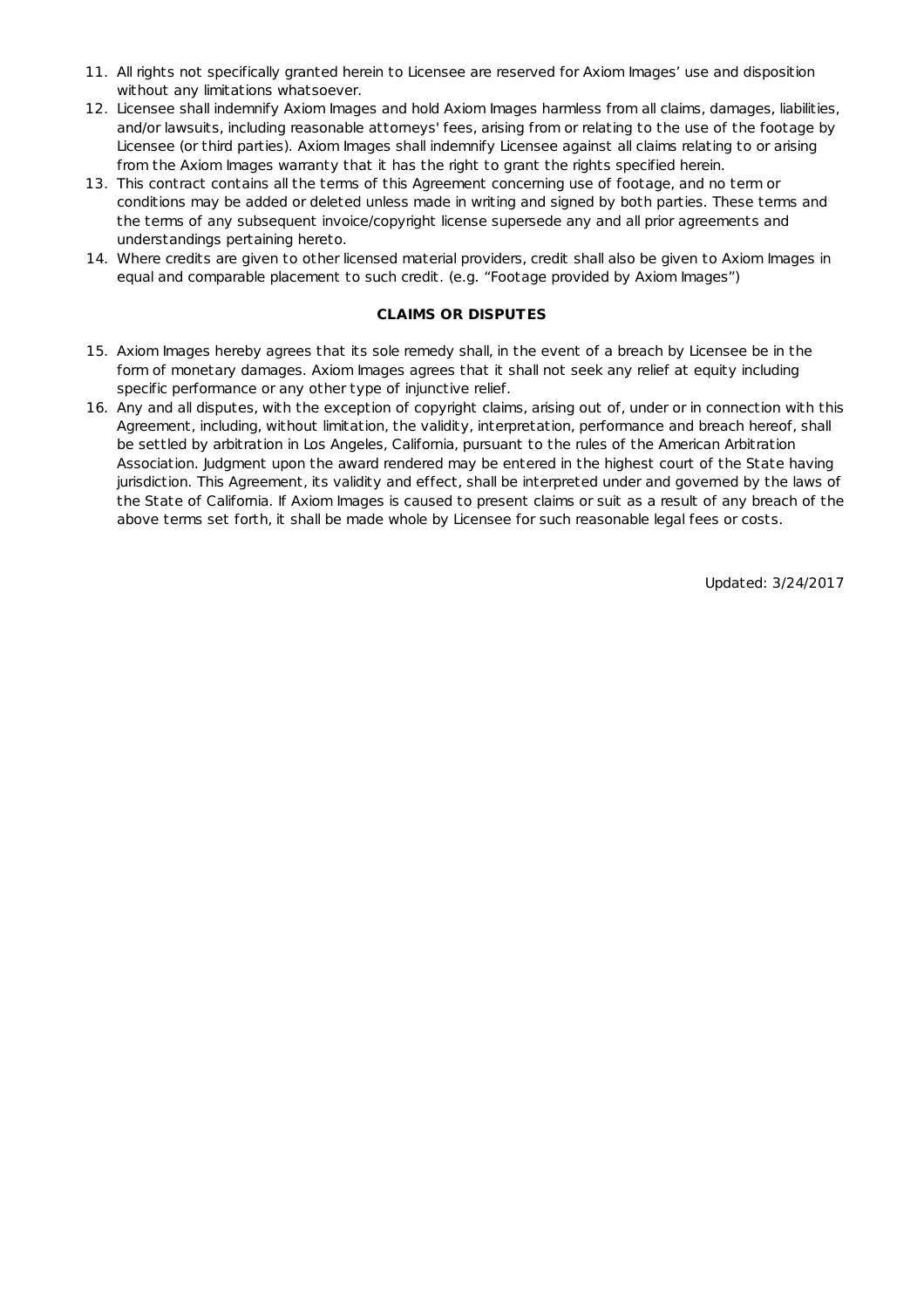11. All rights not specifically granted herein to Licensee are reserved for Axiom Images' use and disposition without any limitations whatsoever.
12. Licensee shall indemnify Axiom Images and hold Axiom Images harmless from all claims, damages, liabilities, and/or lawsuits, including reasonable attorneys' fees, arising from or relating to the use of the footage by Licensee (or third parties). Axiom Images shall indemnify Licensee against all claims relating to or arising from the Axiom Images warranty that it has the right to grant the rights specified herein.
13. This contract contains all the terms of this Agreement concerning use of footage, and no term or conditions may be added or deleted unless made in writing and signed by both parties. These terms and the terms of any subsequent invoice/copyright license supersede any and all prior agreements and understandings pertaining hereto.
14. Where credits are given to other licensed material providers, credit shall also be given to Axiom Images in equal and comparable placement to such credit. (e.g. "Footage provided by Axiom Images")

**CLAIMS OR DISPUTES**

15. Axiom Images hereby agrees that its sole remedy shall, in the event of a breach by Licensee be in the form of monetary damages. Axiom Images agrees that it shall not seek any relief at equity including specific performance or any other type of injunctive relief.
16. Any and all disputes, with the exception of copyright claims, arising out of, under or in connection with this Agreement, including, without limitation, the validity, interpretation, performance and breach hereof, shall be settled by arbitration in Los Angeles, California, pursuant to the rules of the American Arbitration Association. Judgment upon the award rendered may be entered in the highest court of the State having jurisdiction. This Agreement, its validity and effect, shall be interpreted under and governed by the laws of the State of California. If Axiom Images is caused to present claims or suit as a result of any breach of the above terms set forth, it shall be made whole by Licensee for such reasonable legal fees or costs.

Updated: 3/24/2017